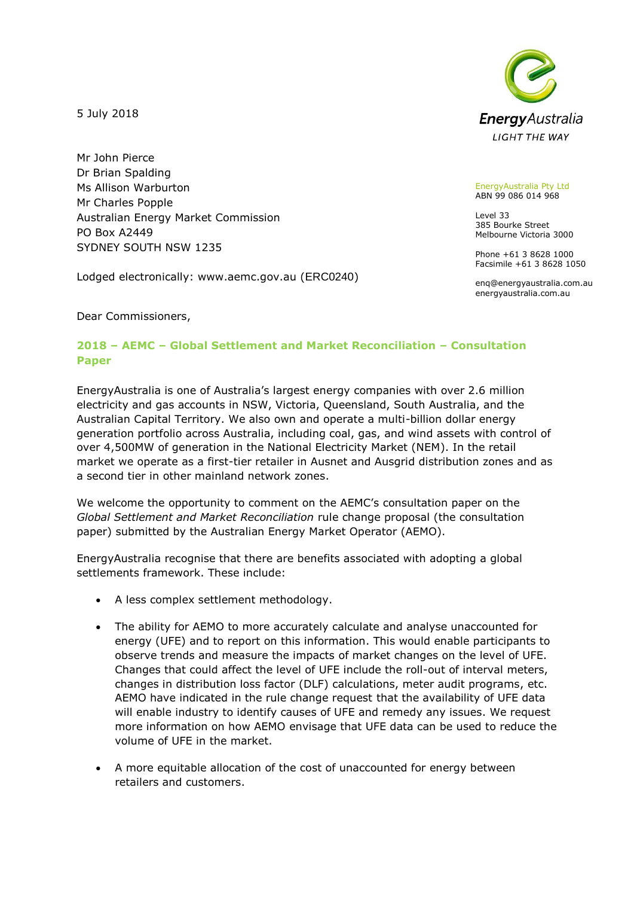5 July 2018

EnergyAustralia

LIGHT THE WAY

EnergyAustralia Pty Ltd
ABN 99 086 014 968

Level 33
385 Bourke Street
Melbourne Victoria 3000

Phone +61 3 8628 1000
Facsimile +61 3 8628 1050

enq@energyaustralia.com.au
energyaustralia.com.au

Mr John Pierce
Dr Brian Spalding
Ms Allison Warburton
Mr Charles Popple
Australian Energy Market Commission
PO Box A2449
SYDNEY SOUTH NSW 1235

Lodged electronically: www.aemc.gov.au (ERC0240)

Dear Commissioners,

## 2018 – AEMC – Global Settlement and Market Reconciliation – Consultation Paper

EnergyAustralia is one of Australia's largest energy companies with over 2.6 million electricity and gas accounts in NSW, Victoria, Queensland, South Australia, and the Australian Capital Territory. We also own and operate a multi-billion dollar energy generation portfolio across Australia, including coal, gas, and wind assets with control of over 4,500MW of generation in the National Electricity Market (NEM). In the retail market we operate as a first-tier retailer in Ausnet and Ausgrid distribution zones and as a second tier in other mainland network zones.

We welcome the opportunity to comment on the AEMC's consultation paper on the *Global Settlement and Market Reconciliation* rule change proposal (the consultation paper) submitted by the Australian Energy Market Operator (AEMO).

EnergyAustralia recognise that there are benefits associated with adopting a global settlements framework. These include:

- A less complex settlement methodology.
- The ability for AEMO to more accurately calculate and analyse unaccounted for energy (UFE) and to report on this information. This would enable participants to observe trends and measure the impacts of market changes on the level of UFE. Changes that could affect the level of UFE include the roll-out of interval meters, changes in distribution loss factor (DLF) calculations, meter audit programs, etc. AEMO have indicated in the rule change request that the availability of UFE data will enable industry to identify causes of UFE and remedy any issues. We request more information on how AEMO envisage that UFE data can be used to reduce the volume of UFE in the market.
- A more equitable allocation of the cost of unaccounted for energy between retailers and customers.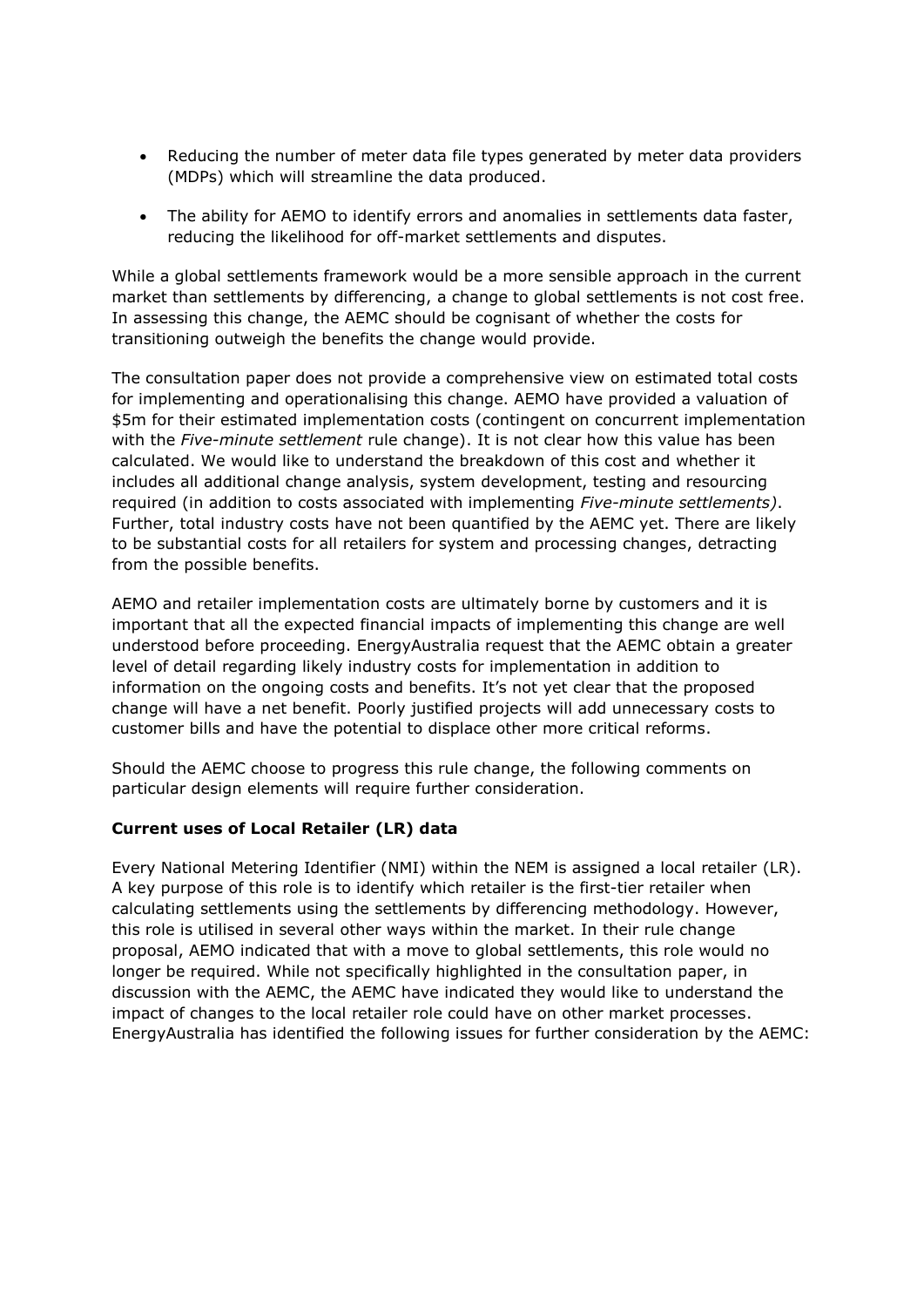- Reducing the number of meter data file types generated by meter data providers (MDPs) which will streamline the data produced.
- The ability for AEMO to identify errors and anomalies in settlements data faster, reducing the likelihood for off-market settlements and disputes.

While a global settlements framework would be a more sensible approach in the current market than settlements by differencing, a change to global settlements is not cost free. In assessing this change, the AEMC should be cognisant of whether the costs for transitioning outweigh the benefits the change would provide.

The consultation paper does not provide a comprehensive view on estimated total costs for implementing and operationalising this change. AEMO have provided a valuation of $5m for their estimated implementation costs (contingent on concurrent implementation with the *Five-minute settlement* rule change). It is not clear how this value has been calculated. We would like to understand the breakdown of this cost and whether it includes all additional change analysis, system development, testing and resourcing required (in addition to costs associated with implementing *Five-minute settlements)*. Further, total industry costs have not been quantified by the AEMC yet. There are likely to be substantial costs for all retailers for system and processing changes, detracting from the possible benefits.

AEMO and retailer implementation costs are ultimately borne by customers and it is important that all the expected financial impacts of implementing this change are well understood before proceeding. EnergyAustralia request that the AEMC obtain a greater level of detail regarding likely industry costs for implementation in addition to information on the ongoing costs and benefits. It's not yet clear that the proposed change will have a net benefit. Poorly justified projects will add unnecessary costs to customer bills and have the potential to displace other more critical reforms.

Should the AEMC choose to progress this rule change, the following comments on particular design elements will require further consideration.

**Current uses of Local Retailer (LR) data**

Every National Metering Identifier (NMI) within the NEM is assigned a local retailer (LR). A key purpose of this role is to identify which retailer is the first-tier retailer when calculating settlements using the settlements by differencing methodology. However, this role is utilised in several other ways within the market. In their rule change proposal, AEMO indicated that with a move to global settlements, this role would no longer be required. While not specifically highlighted in the consultation paper, in discussion with the AEMC, the AEMC have indicated they would like to understand the impact of changes to the local retailer role could have on other market processes. EnergyAustralia has identified the following issues for further consideration by the AEMC: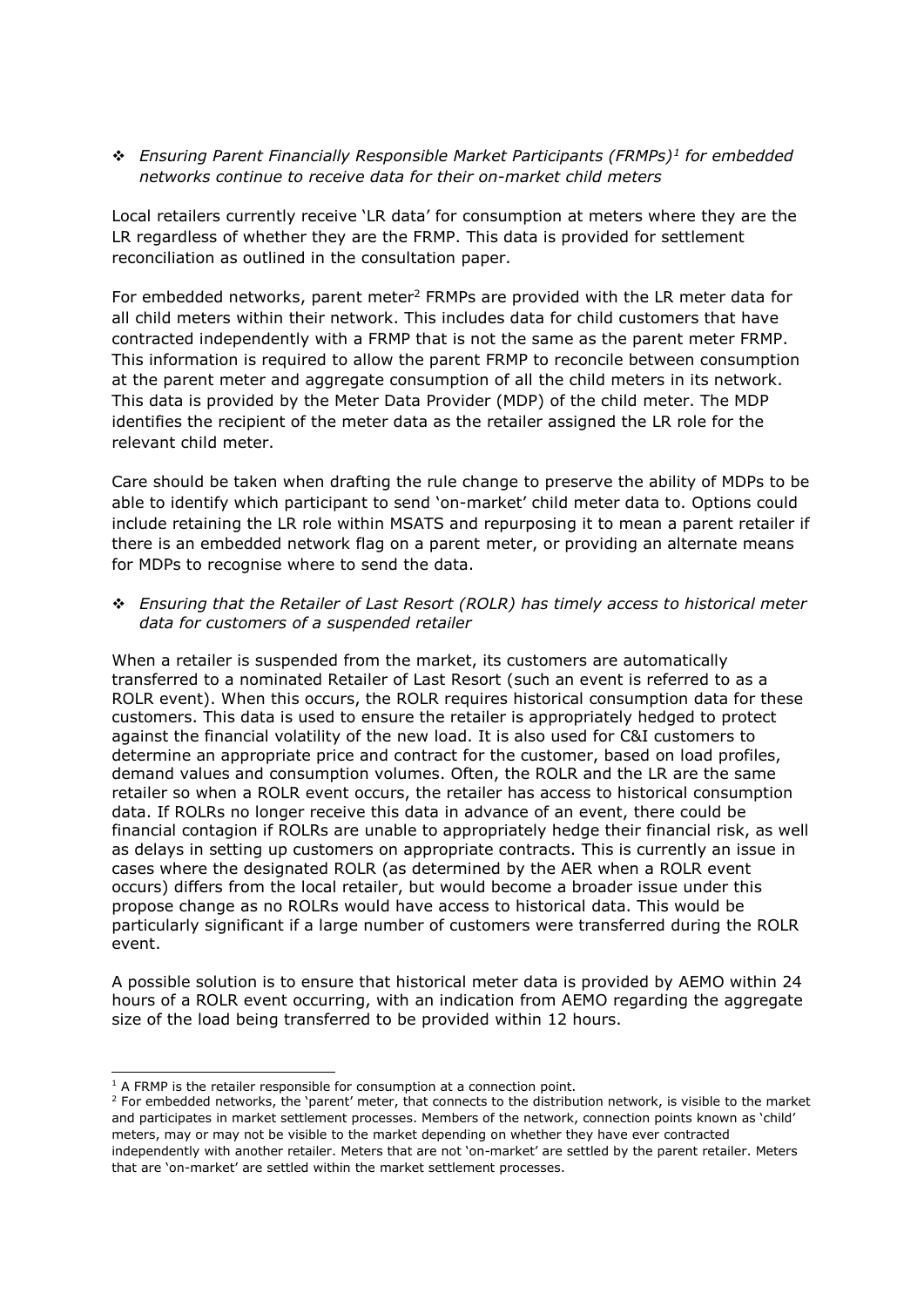- *Ensuring Parent Financially Responsible Market Participants (FRMPs)[1] for embedded networks continue to receive data for their on-market child meters*

Local retailers currently receive 'LR data' for consumption at meters where they are the LR regardless of whether they are the FRMP. This data is provided for settlement reconciliation as outlined in the consultation paper.

For embedded networks, parent meter[2] FRMPs are provided with the LR meter data for all child meters within their network. This includes data for child customers that have contracted independently with a FRMP that is not the same as the parent meter FRMP. This information is required to allow the parent FRMP to reconcile between consumption at the parent meter and aggregate consumption of all the child meters in its network. This data is provided by the Meter Data Provider (MDP) of the child meter. The MDP identifies the recipient of the meter data as the retailer assigned the LR role for the relevant child meter.

Care should be taken when drafting the rule change to preserve the ability of MDPs to be able to identify which participant to send 'on-market' child meter data to. Options could include retaining the LR role within MSATS and repurposing it to mean a parent retailer if there is an embedded network flag on a parent meter, or providing an alternate means for MDPs to recognise where to send the data.

- *Ensuring that the Retailer of Last Resort (ROLR) has timely access to historical meter data for customers of a suspended retailer*

When a retailer is suspended from the market, its customers are automatically transferred to a nominated Retailer of Last Resort (such an event is referred to as a ROLR event). When this occurs, the ROLR requires historical consumption data for these customers. This data is used to ensure the retailer is appropriately hedged to protect against the financial volatility of the new load. It is also used for C&I customers to determine an appropriate price and contract for the customer, based on load profiles, demand values and consumption volumes. Often, the ROLR and the LR are the same retailer so when a ROLR event occurs, the retailer has access to historical consumption data. If ROLRs no longer receive this data in advance of an event, there could be financial contagion if ROLRs are unable to appropriately hedge their financial risk, as well as delays in setting up customers on appropriate contracts. This is currently an issue in cases where the designated ROLR (as determined by the AER when a ROLR event occurs) differs from the local retailer, but would become a broader issue under this propose change as no ROLRs would have access to historical data. This would be particularly significant if a large number of customers were transferred during the ROLR event.

A possible solution is to ensure that historical meter data is provided by AEMO within 24 hours of a ROLR event occurring, with an indication from AEMO regarding the aggregate size of the load being transferred to be provided within 12 hours.

[1] A FRMP is the retailer responsible for consumption at a connection point.

[2] For embedded networks, the 'parent' meter, that connects to the distribution network, is visible to the market and participates in market settlement processes. Members of the network, connection points known as 'child' meters, may or may not be visible to the market depending on whether they have ever contracted independently with another retailer. Meters that are not 'on-market' are settled by the parent retailer. Meters that are 'on-market' are settled within the market settlement processes.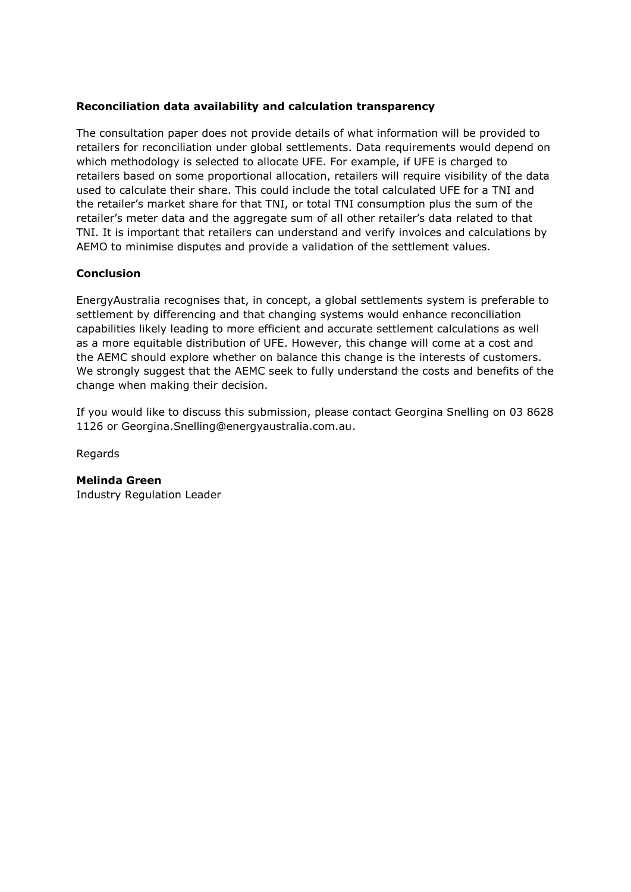**Reconciliation data availability and calculation transparency**

The consultation paper does not provide details of what information will be provided to retailers for reconciliation under global settlements. Data requirements would depend on which methodology is selected to allocate UFE. For example, if UFE is charged to retailers based on some proportional allocation, retailers will require visibility of the data used to calculate their share. This could include the total calculated UFE for a TNI and the retailer's market share for that TNI, or total TNI consumption plus the sum of the retailer's meter data and the aggregate sum of all other retailer's data related to that TNI. It is important that retailers can understand and verify invoices and calculations by AEMO to minimise disputes and provide a validation of the settlement values.

**Conclusion**

EnergyAustralia recognises that, in concept, a global settlements system is preferable to settlement by differencing and that changing systems would enhance reconciliation capabilities likely leading to more efficient and accurate settlement calculations as well as a more equitable distribution of UFE. However, this change will come at a cost and the AEMC should explore whether on balance this change is the interests of customers. We strongly suggest that the AEMC seek to fully understand the costs and benefits of the change when making their decision.

If you would like to discuss this submission, please contact Georgina Snelling on 03 8628 1126 or Georgina.Snelling@energyaustralia.com.au.

Regards

**Melinda Green**
Industry Regulation Leader